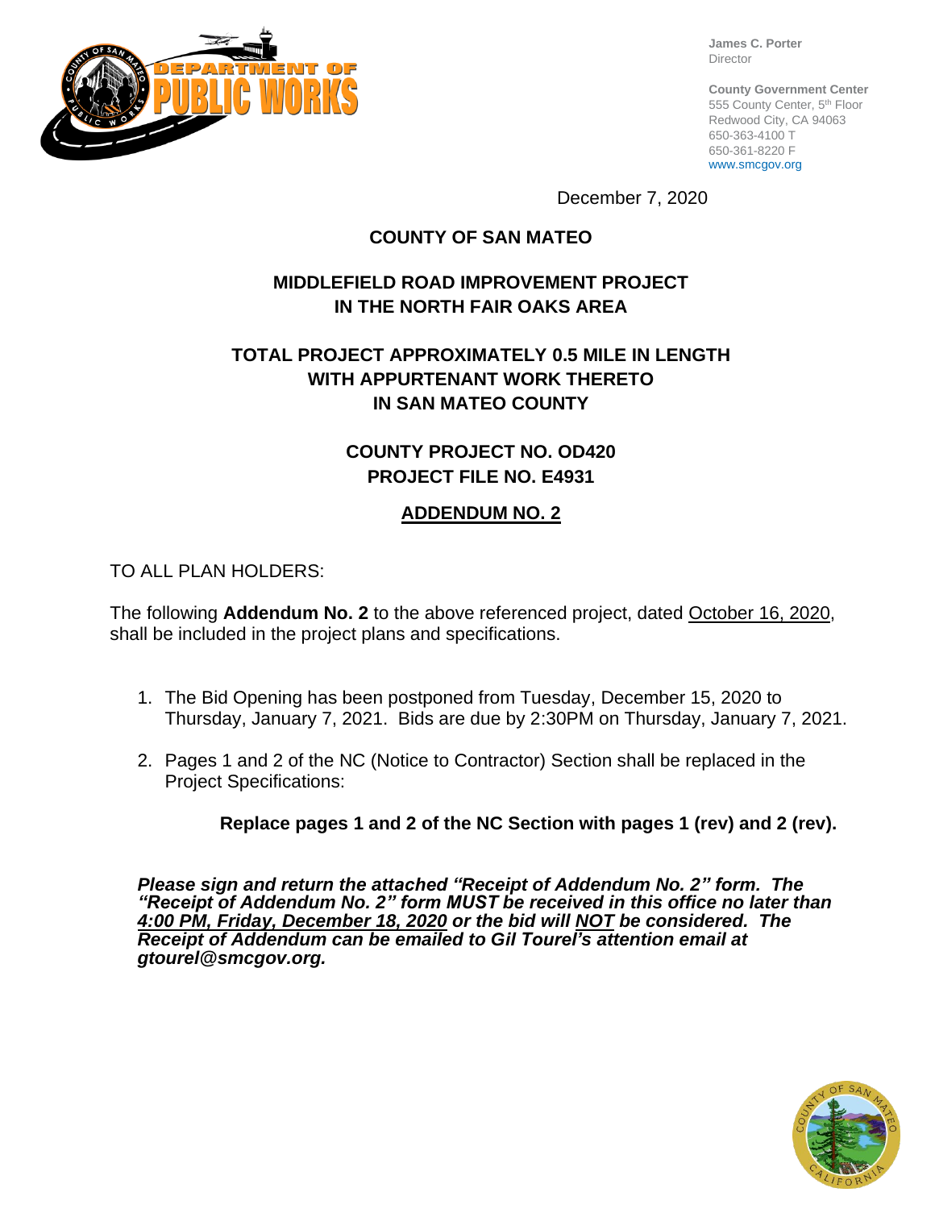James C. Porter
Director

**County Government Center**
555 County Center, 5th Floor
Redwood City, CA 94063
650-363-4100 T
650-361-8220 F
www.smcgov.org

December 7, 2020

**COUNTY OF SAN MATEO**

**MIDDLEFIELD ROAD IMPROVEMENT PROJECT**
**IN THE NORTH FAIR OAKS AREA**

**TOTAL PROJECT APPROXIMATELY 0.5 MILE IN LENGTH**
**WITH APPURTENANT WORK THERETO**
**IN SAN MATEO COUNTY**

**COUNTY PROJECT NO. OD420**
**PROJECT FILE NO. E4931**

**ADDENDUM NO. 2**

TO ALL PLAN HOLDERS:

The following **Addendum No. 2** to the above referenced project, dated October 16, 2020, shall be included in the project plans and specifications.

1. The Bid Opening has been postponed from Tuesday, December 15, 2020 to Thursday, January 7, 2021. Bids are due by 2:30PM on Thursday, January 7, 2021.

2. Pages 1 and 2 of the NC (Notice to Contractor) Section shall be replaced in the Project Specifications:

   **Replace pages 1 and 2 of the NC Section with pages 1 (rev) and 2 (rev).**

***Please sign and return the attached "Receipt of Addendum No. 2" form. The "Receipt of Addendum No. 2" form MUST be received in this office no later than 4:00 PM, Friday, December 18, 2020 or the bid will NOT be considered. The Receipt of Addendum can be emailed to Gil Tourel's attention email at gtourel@smcgov.org.***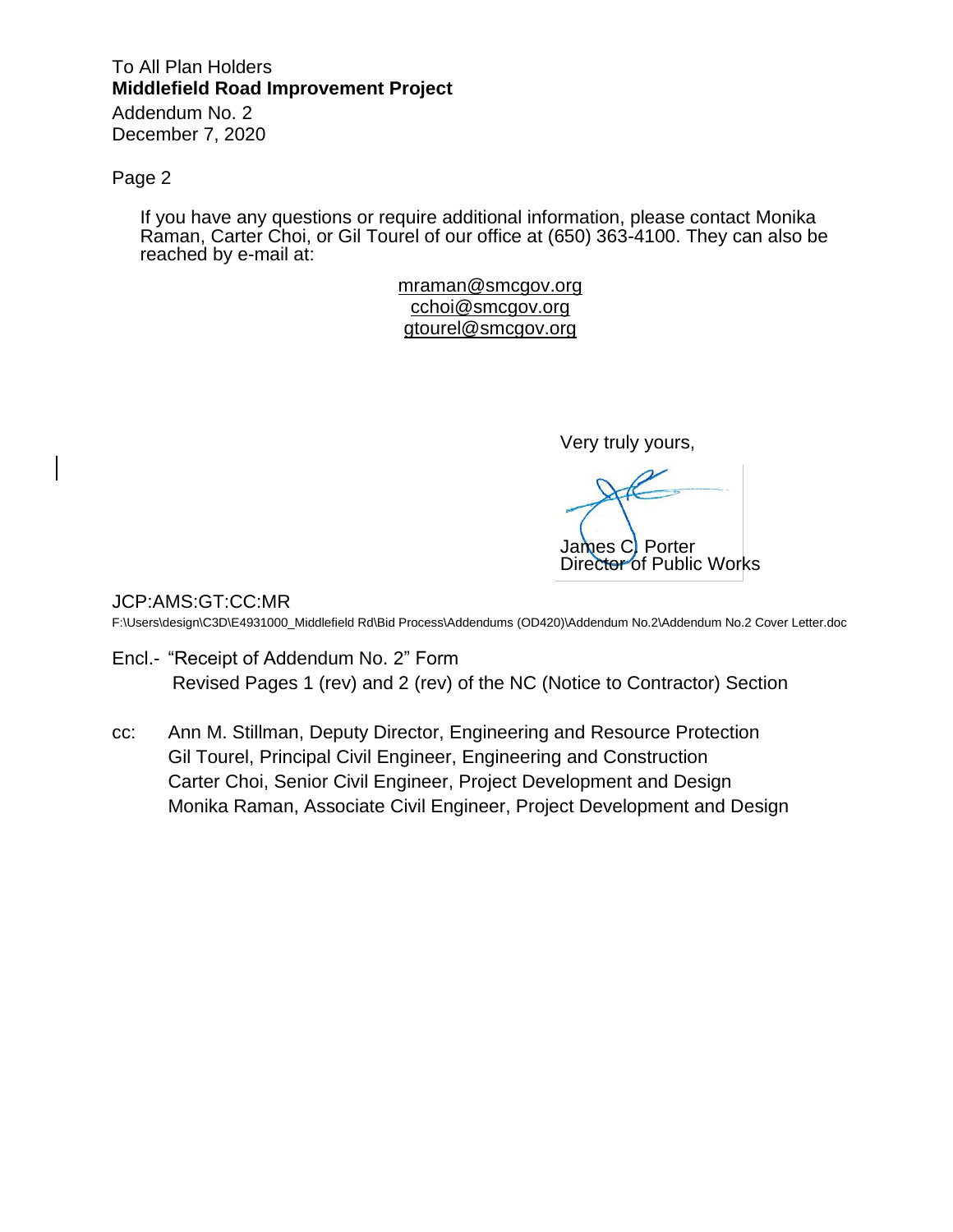To All Plan Holders
**Middlefield Road Improvement Project**
Addendum No. 2
December 7, 2020

Page 2

If you have any questions or require additional information, please contact Monika Raman, Carter Choi, or Gil Tourel of our office at (650) 363-4100. They can also be reached by e-mail at:

mraman@smcgov.org
cchoi@smcgov.org
gtourel@smcgov.org

Very truly yours,

James C. Porter
Director of Public Works

JCP:AMS:GT:CC:MR
F:\Users\design\C3D\E4931000_Middlefield Rd\Bid Process\Addendums (OD420)\Addendum No.2\Addendum No.2 Cover Letter.doc

Encl.- "Receipt of Addendum No. 2" Form
Revised Pages 1 (rev) and 2 (rev) of the NC (Notice to Contractor) Section

cc: Ann M. Stillman, Deputy Director, Engineering and Resource Protection
Gil Tourel, Principal Civil Engineer, Engineering and Construction
Carter Choi, Senior Civil Engineer, Project Development and Design
Monika Raman, Associate Civil Engineer, Project Development and Design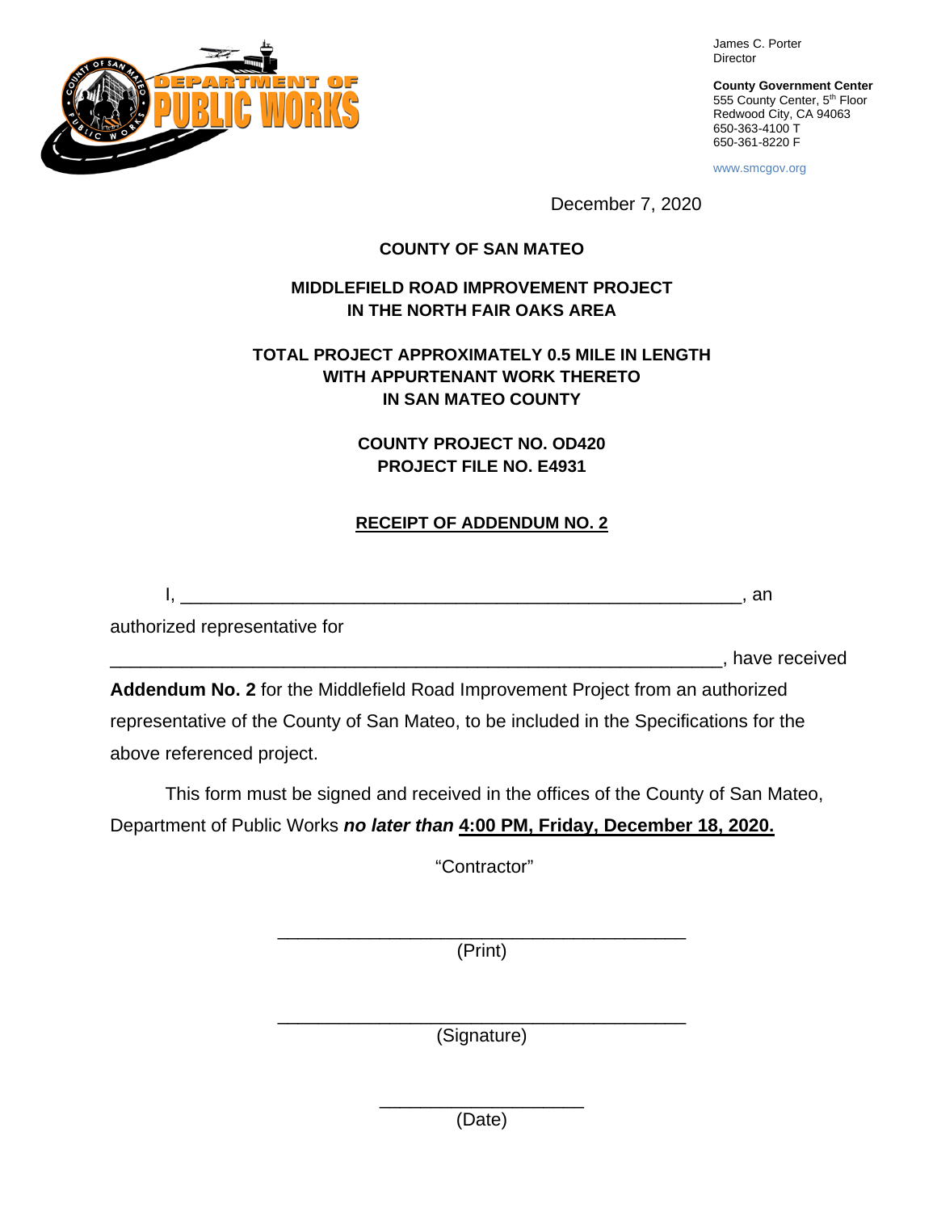James C. Porter
Director

**County Government Center**
555 County Center, 5th Floor
Redwood City, CA 94063
650-363-4100 T
650-361-8220 F

www.smcgov.org

December 7, 2020

**COUNTY OF SAN MATEO**

**MIDDLEFIELD ROAD IMPROVEMENT PROJECT
IN THE NORTH FAIR OAKS AREA**

**TOTAL PROJECT APPROXIMATELY 0.5 MILE IN LENGTH
WITH APPURTENANT WORK THERETO
IN SAN MATEO COUNTY**

**COUNTY PROJECT NO. OD420
PROJECT FILE NO. E4931**

**<u>RECEIPT OF ADDENDUM NO. 2</u>**

I, _________________________________________________________, an authorized representative for _____________________________________________________________, have received **Addendum No. 2** for the Middlefield Road Improvement Project from an authorized representative of the County of San Mateo, to be included in the Specifications for the above referenced project.

This form must be signed and received in the offices of the County of San Mateo, Department of Public Works ***no later than*** **<u>4:00 PM, Friday, December 18, 2020.</u>**

"Contractor"

_________________________________________
(Print)

_________________________________________
(Signature)

____________________
(Date)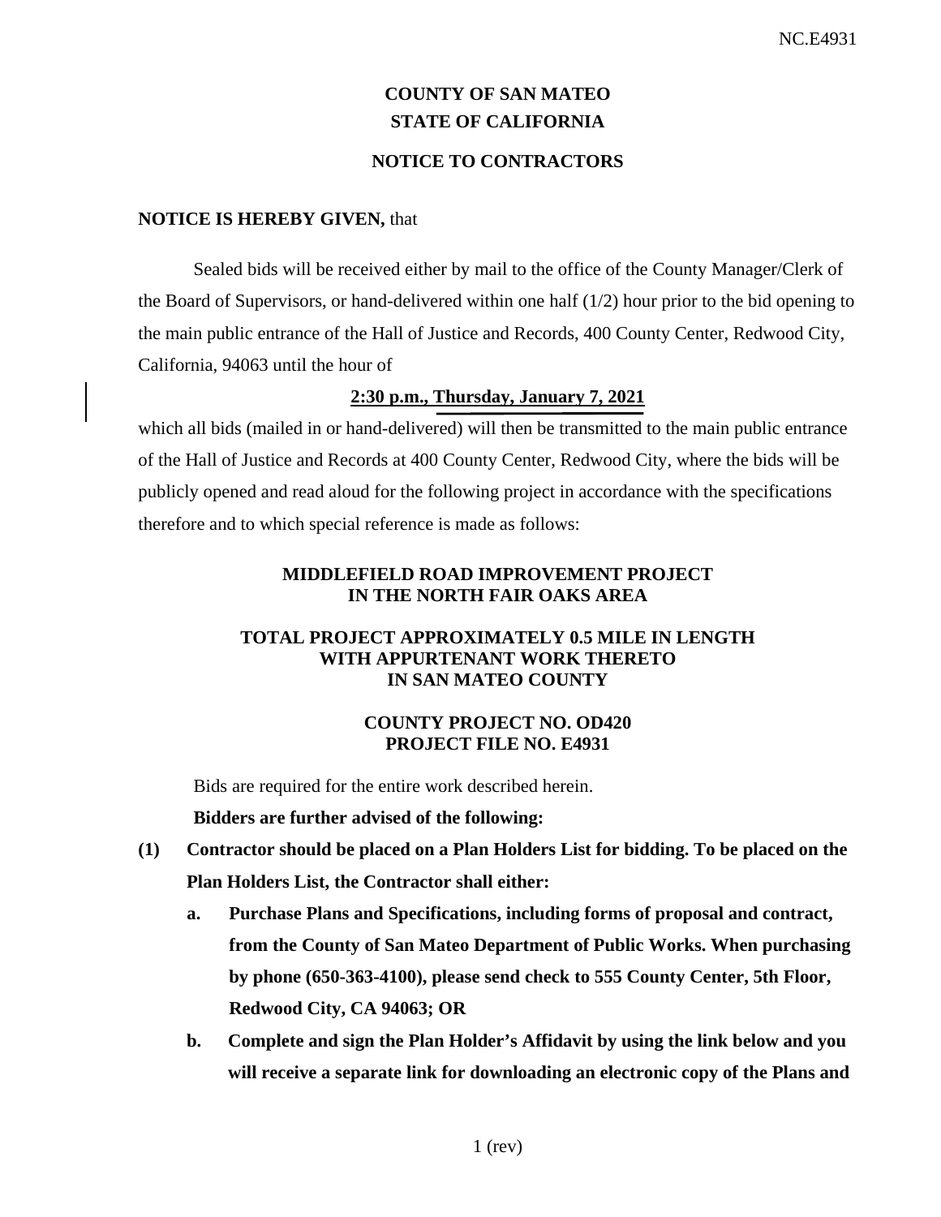# COUNTY OF SAN MATEO
# STATE OF CALIFORNIA

## NOTICE TO CONTRACTORS

**NOTICE IS HEREBY GIVEN,** that

Sealed bids will be received either by mail to the office of the County Manager/Clerk of the Board of Supervisors, or hand-delivered within one half (1/2) hour prior to the bid opening to the main public entrance of the Hall of Justice and Records, 400 County Center, Redwood City, California, 94063 until the hour of

**2:30 p.m., Thursday, January 7, 2021**

which all bids (mailed in or hand-delivered) will then be transmitted to the main public entrance of the Hall of Justice and Records at 400 County Center, Redwood City, where the bids will be publicly opened and read aloud for the following project in accordance with the specifications therefore and to which special reference is made as follows:

**MIDDLEFIELD ROAD IMPROVEMENT PROJECT**
**IN THE NORTH FAIR OAKS AREA**

**TOTAL PROJECT APPROXIMATELY 0.5 MILE IN LENGTH**
**WITH APPURTENANT WORK THERETO**
**IN SAN MATEO COUNTY**

**COUNTY PROJECT NO. OD420**
**PROJECT FILE NO. E4931**

Bids are required for the entire work described herein.

**Bidders are further advised of the following:**

**(1) Contractor should be placed on a Plan Holders List for bidding. To be placed on the Plan Holders List, the Contractor shall either:**

**a. Purchase Plans and Specifications, including forms of proposal and contract, from the County of San Mateo Department of Public Works. When purchasing by phone (650-363-4100), please send check to 555 County Center, 5th Floor, Redwood City, CA 94063; OR**

**b. Complete and sign the Plan Holder's Affidavit by using the link below and you will receive a separate link for downloading an electronic copy of the Plans and**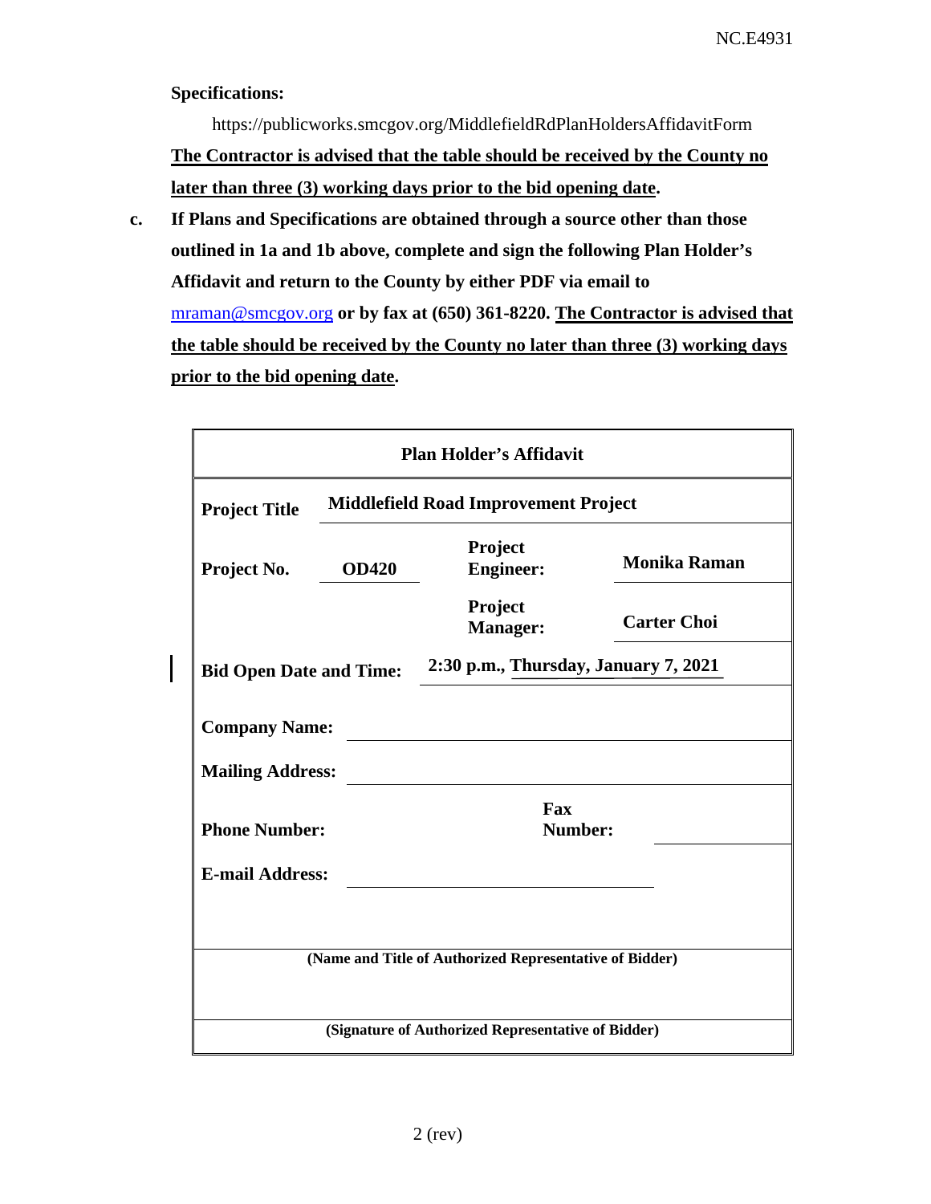**Specifications:**

https://publicworks.smcgov.org/MiddlefieldRdPlanHoldersAffidavitForm

**The Contractor is advised that the table should be received by the County no later than three (3) working days prior to the bid opening date.**

c. **If Plans and Specifications are obtained through a source other than those outlined in 1a and 1b above, complete and sign the following Plan Holder's Affidavit and return to the County by either PDF via email to** mraman@smcgov.org **or by fax at (650) 361-8220. The Contractor is advised that the table should be received by the County no later than three (3) working days prior to the bid opening date.**

| **Plan Holder's Affidavit** | | | |
|---|---|---|---|
| **Project Title** | **Middlefield Road Improvement Project** | | |
| **Project No.** | **OD420** | **Project Engineer:** | **Monika Raman** |
| | | **Project Manager:** | **Carter Choi** |
| **Bid Open Date and Time:** | **2:30 p.m., Thursday, January 7, 2021** | | |
| **Company Name:** | | | |
| **Mailing Address:** | | | |
| **Phone Number:** | | **Fax Number:** | |
| **E-mail Address:** | | | |
| **(Name and Title of Authorized Representative of Bidder)** | | | |
| **(Signature of Authorized Representative of Bidder)** | | | |